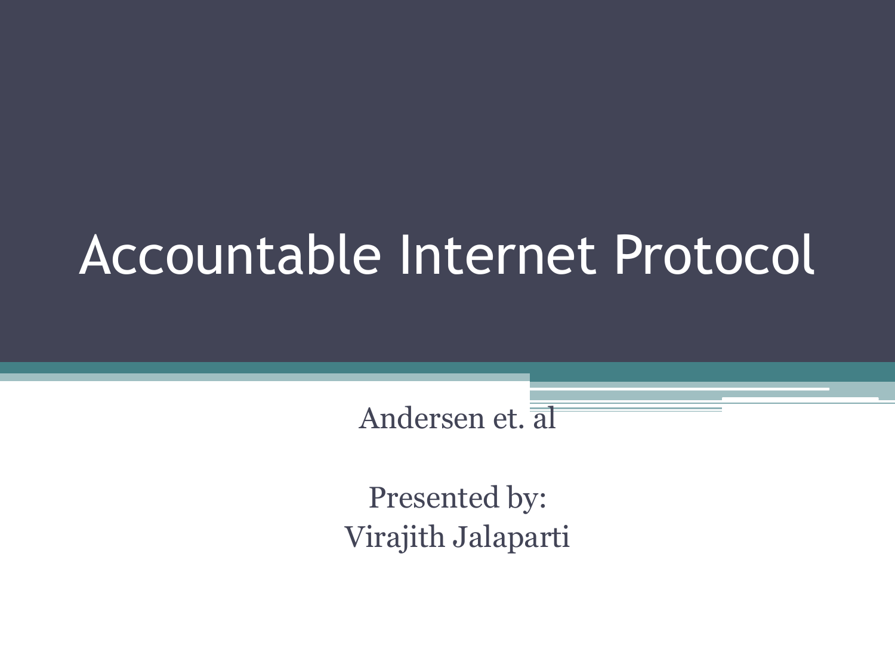# Accountable Internet Protocol

Andersen et. al

Presented by:
Virajith Jalaparti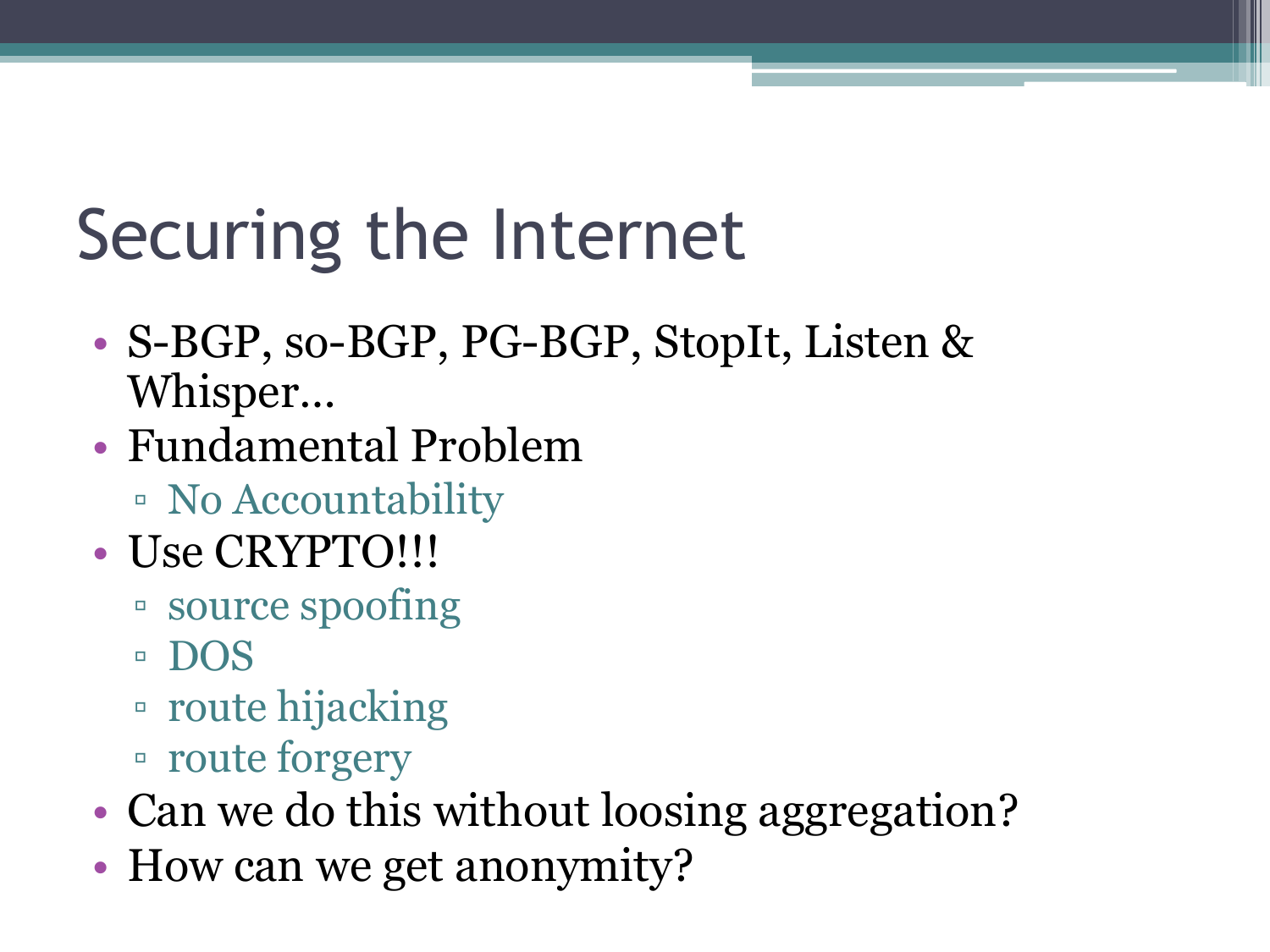# Securing the Internet

- S-BGP, so-BGP, PG-BGP, StopIt, Listen & Whisper…
- Fundamental Problem
  - No Accountability
- Use CRYPTO!!!
  - source spoofing
  - DOS
  - route hijacking
  - route forgery
- Can we do this without loosing aggregation?
- How can we get anonymity?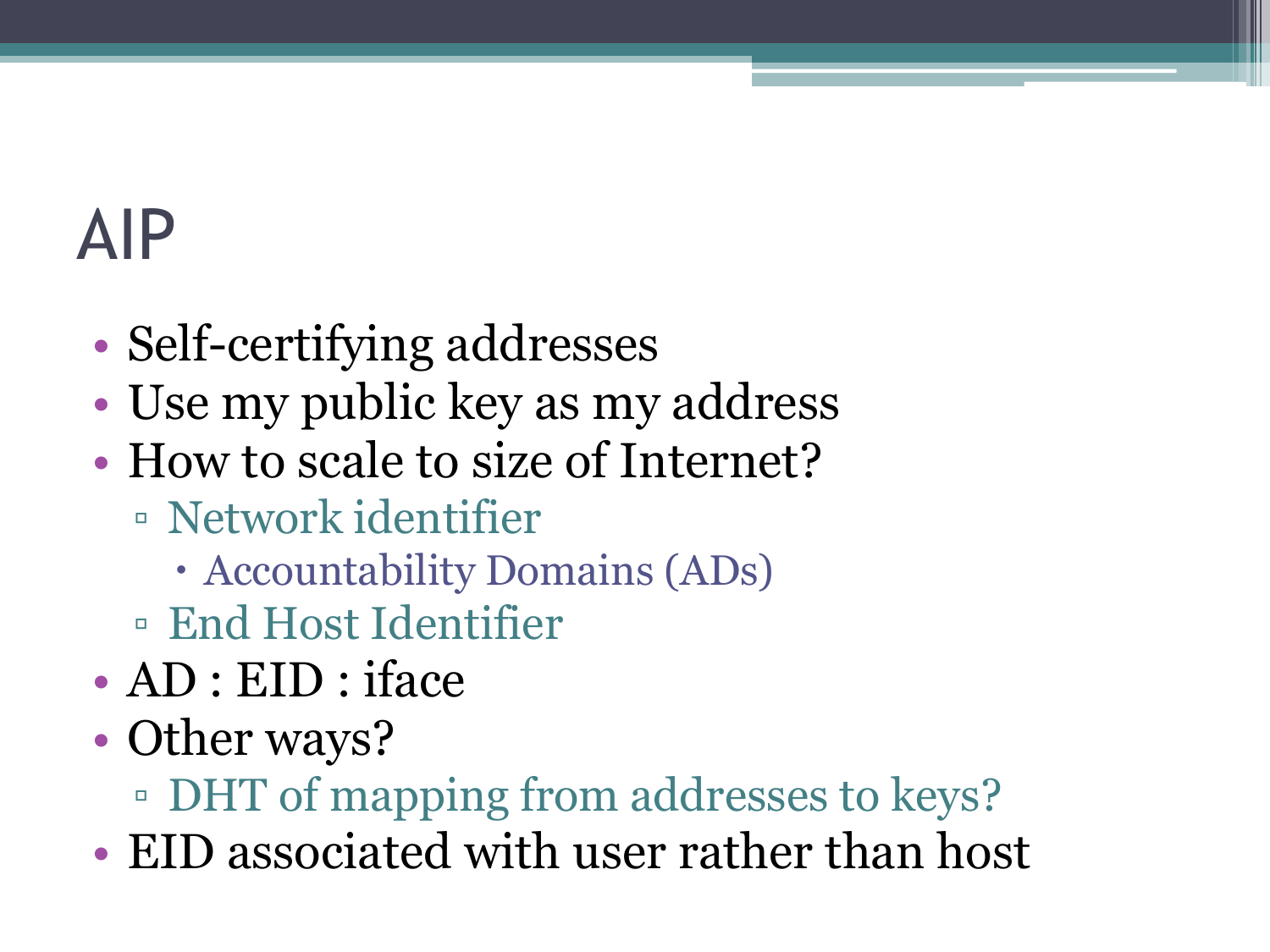# AIP

- Self-certifying addresses
- Use my public key as my address
- How to scale to size of Internet?
  - Network identifier
    - Accountability Domains (ADs)
  - End Host Identifier
- AD : EID : iface
- Other ways?
  - DHT of mapping from addresses to keys?
- EID associated with user rather than host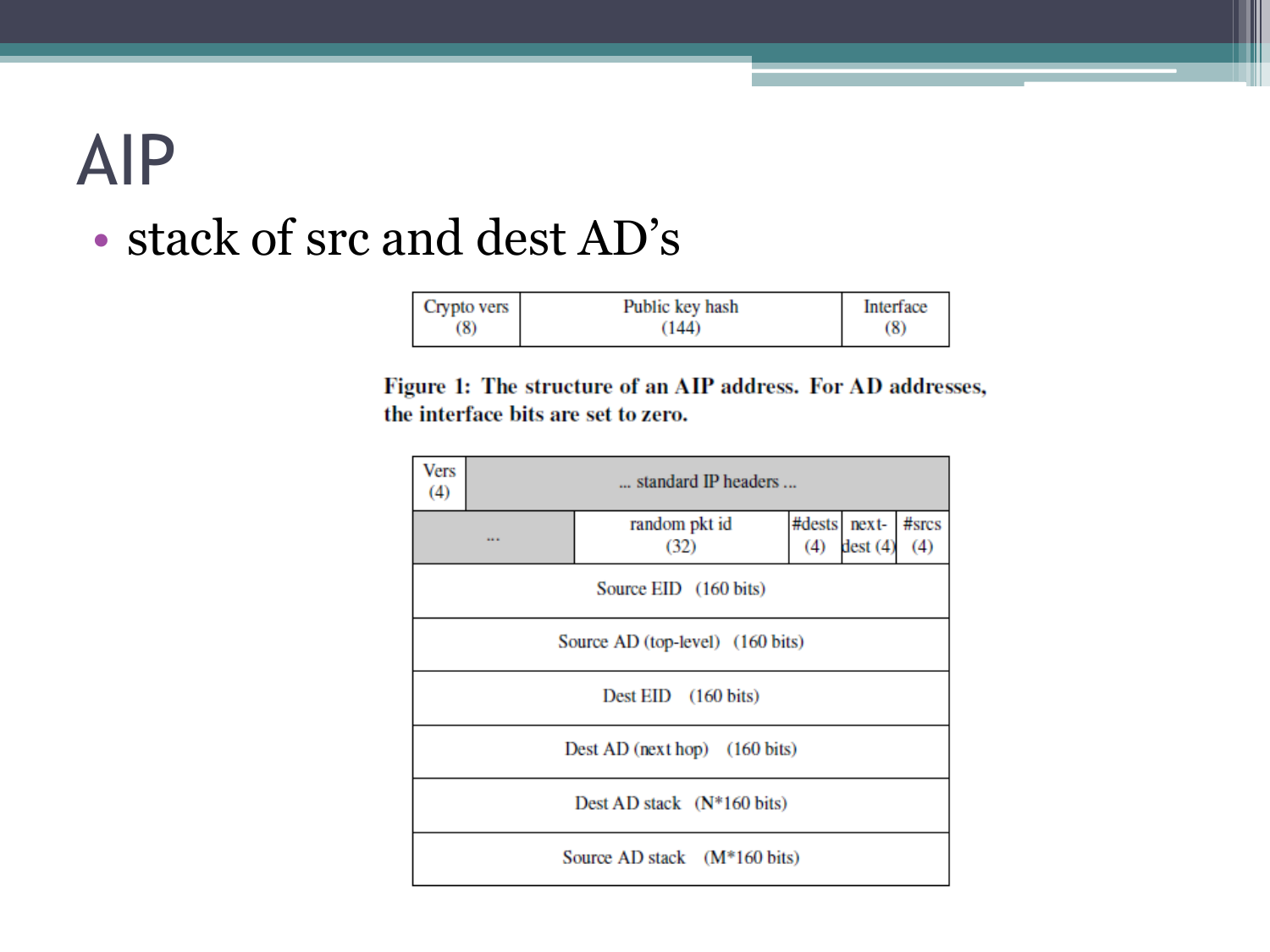# AIP

- stack of src and dest AD's

| Crypto vers (8) | Public key hash (144) | Interface (8) |
| --- | --- | --- |

**Figure 1: The structure of an AIP address. For AD addresses, the interface bits are set to zero.**

| Vers (4) | ... standard IP headers ... | | | | |
| --- | --- | --- | --- | --- | --- |
| ... | | random pkt id (32) | #dests (4) | next-dest (4) | #srcs (4) |
| Source EID (160 bits) | | | | | |
| Source AD (top-level) (160 bits) | | | | | |
| Dest EID (160 bits) | | | | | |
| Dest AD (next hop) (160 bits) | | | | | |
| Dest AD stack (N*160 bits) | | | | | |
| Source AD stack (M*160 bits) | | | | | |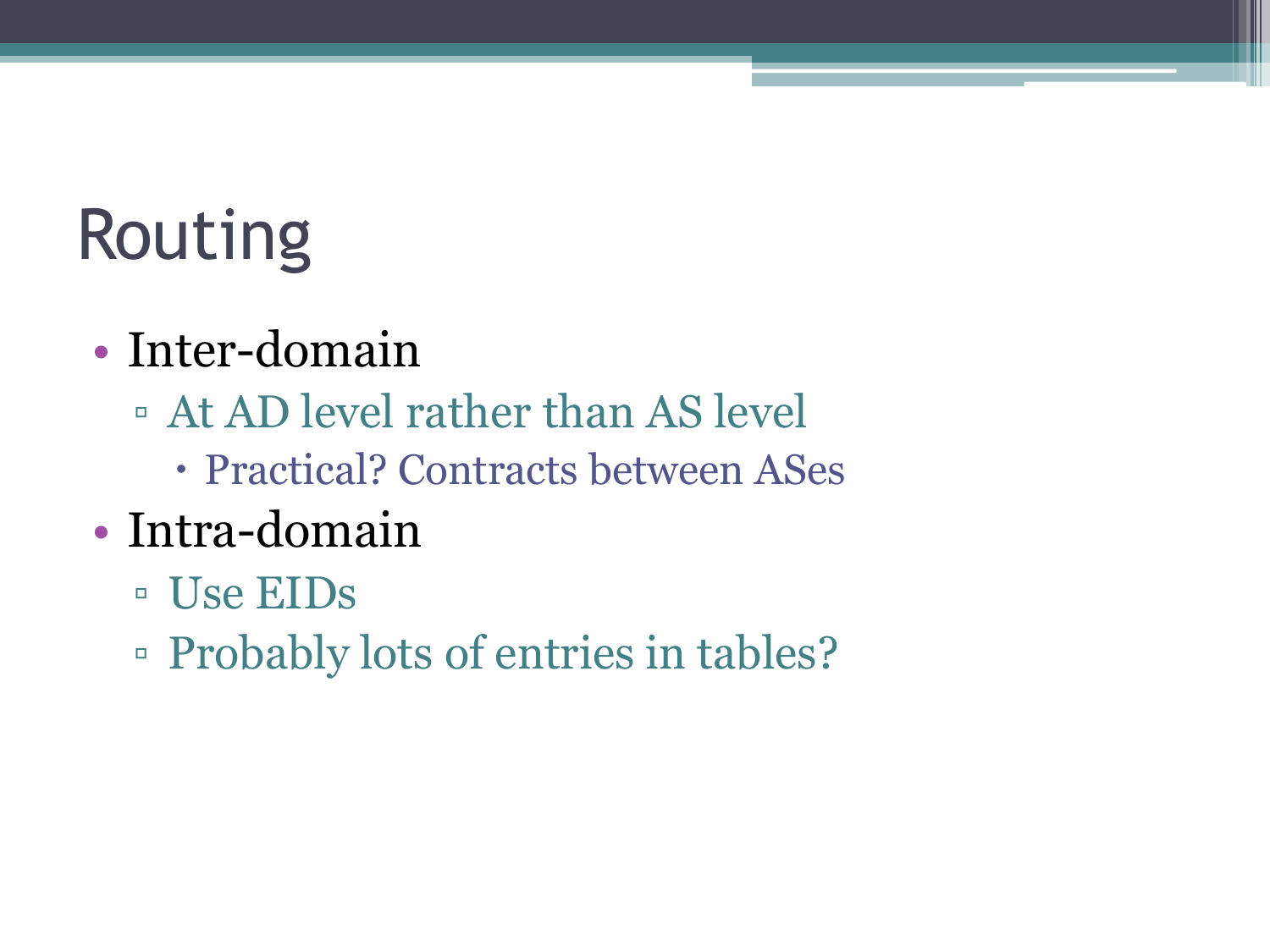# Routing

- Inter-domain
  - At AD level rather than AS level
    - Practical? Contracts between ASes
- Intra-domain
  - Use EIDs
  - Probably lots of entries in tables?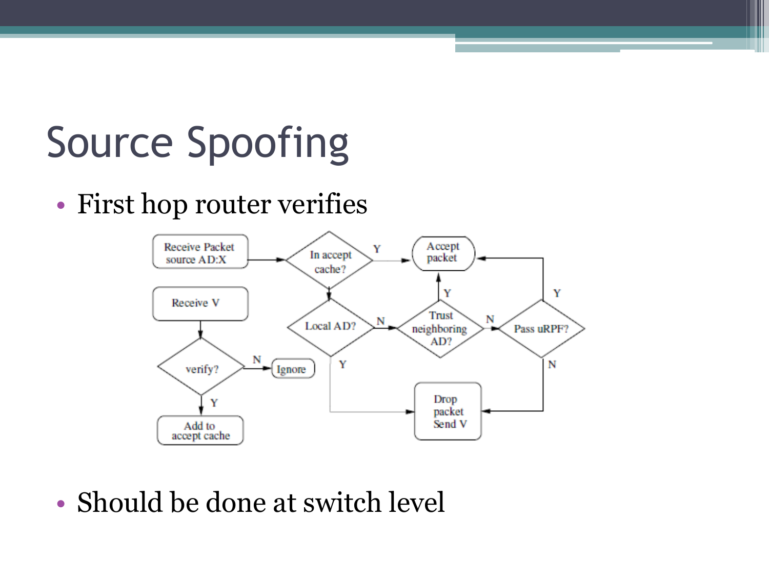# Source Spoofing

- First hop router verifies

Receive Packet source AD:X → In accept cache? (Y → Accept packet; N → Local AD?)

Local AD? (Y → Drop packet Send V; N → Trust neighboring AD?)

Trust neighboring AD? (Y → Accept packet; N → Pass uRPF?)

Pass uRPF? (Y → Accept packet; N → Drop packet Send V)

Receive V → verify? (N → Ignore; Y → Add to accept cache)

- Should be done at switch level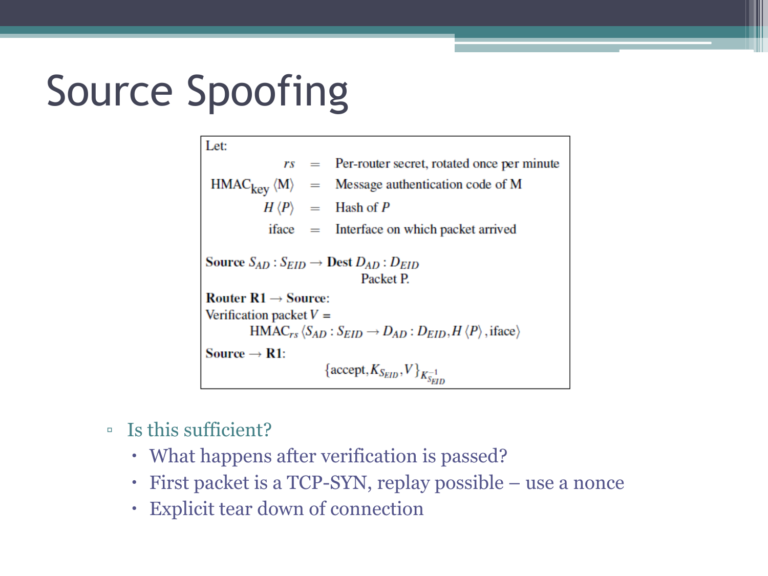# Source Spoofing

Let:

$$rs = \text{Per-router secret, rotated once per minute}$$

$$\text{HMAC}_{\text{key}}\langle \text{M} \rangle = \text{Message authentication code of M}$$

$$H\langle P \rangle = \text{Hash of } P$$

$$\text{iface} = \text{Interface on which packet arrived}$$

**Source** $S_{AD} : S_{EID} \rightarrow$ **Dest** $D_{AD} : D_{EID}$

Packet P.

**Router R1** $\rightarrow$ **Source**:

Verification packet $V$ =

$$\text{HMAC}_{rs}\langle S_{AD} : S_{EID} \rightarrow D_{AD} : D_{EID}, H\langle P \rangle, \text{iface} \rangle$$

**Source** $\rightarrow$ **R1**:

$$\{\text{accept}, K_{S_{EID}}, V\}_{K^{-1}_{S_{EID}}}$$

- Is this sufficient?
  - What happens after verification is passed?
  - First packet is a TCP-SYN, replay possible – use a nonce
  - Explicit tear down of connection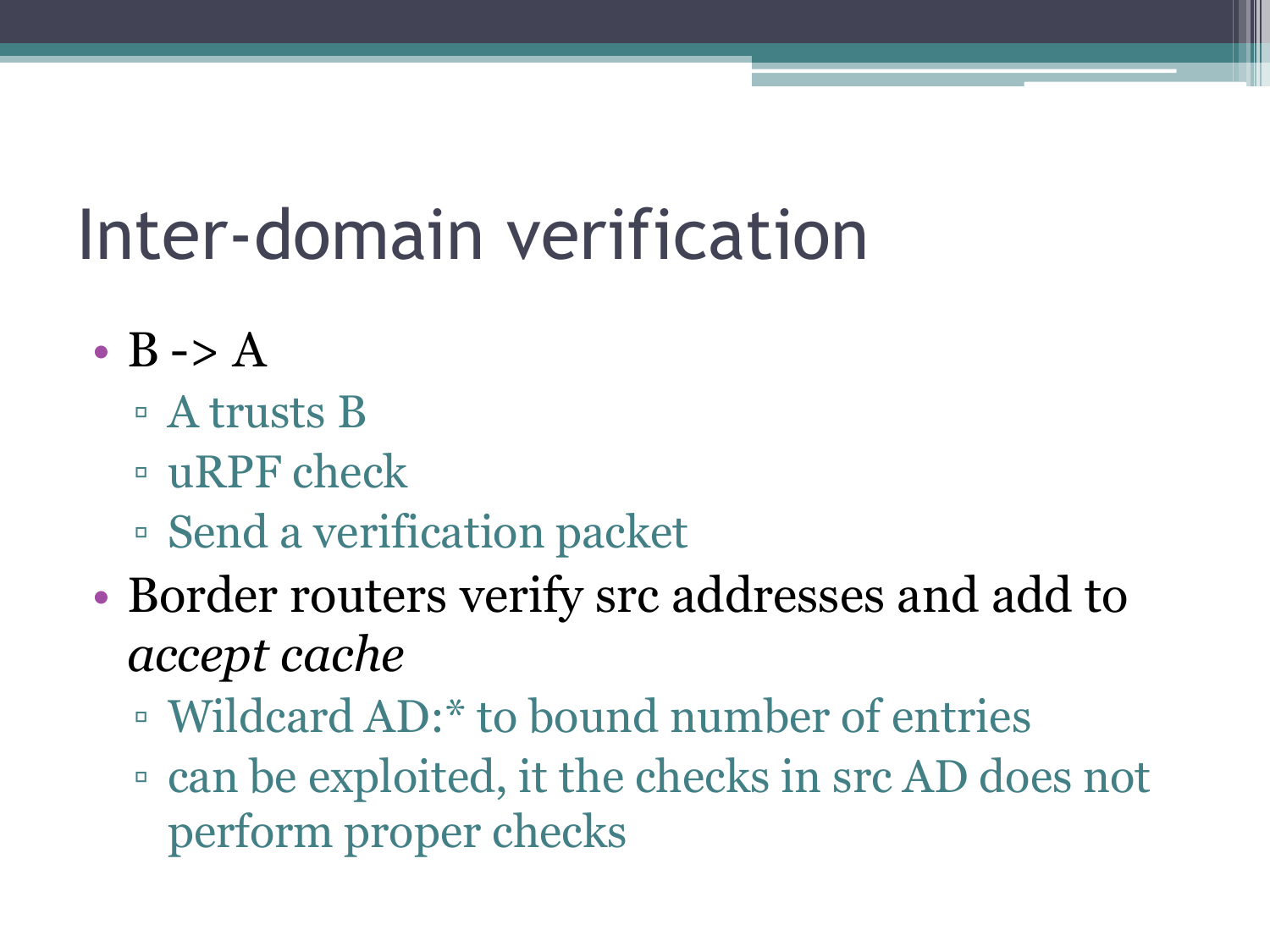# Inter-domain verification

- B -> A
  - A trusts B
  - uRPF check
  - Send a verification packet
- Border routers verify src addresses and add to *accept cache*
  - Wildcard AD:* to bound number of entries
  - can be exploited, it the checks in src AD does not perform proper checks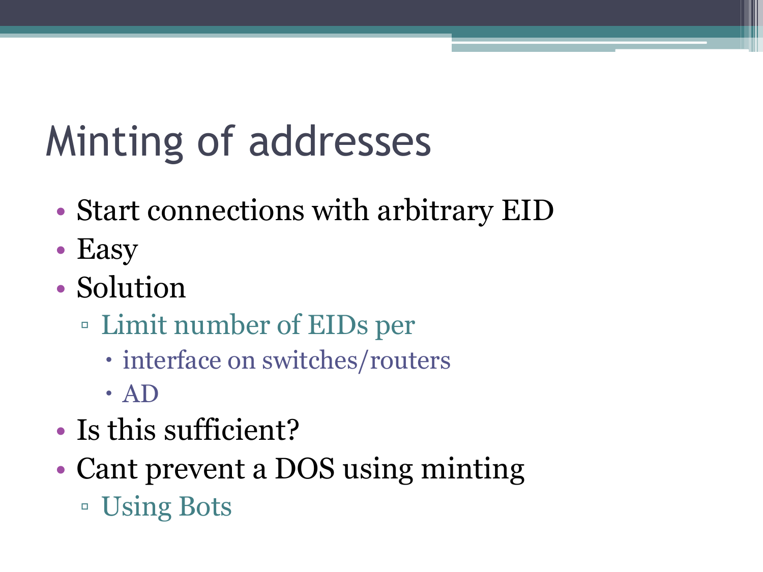# Minting of addresses

- Start connections with arbitrary EID
- Easy
- Solution
  - Limit number of EIDs per
    - interface on switches/routers
    - AD
- Is this sufficient?
- Cant prevent a DOS using minting
  - Using Bots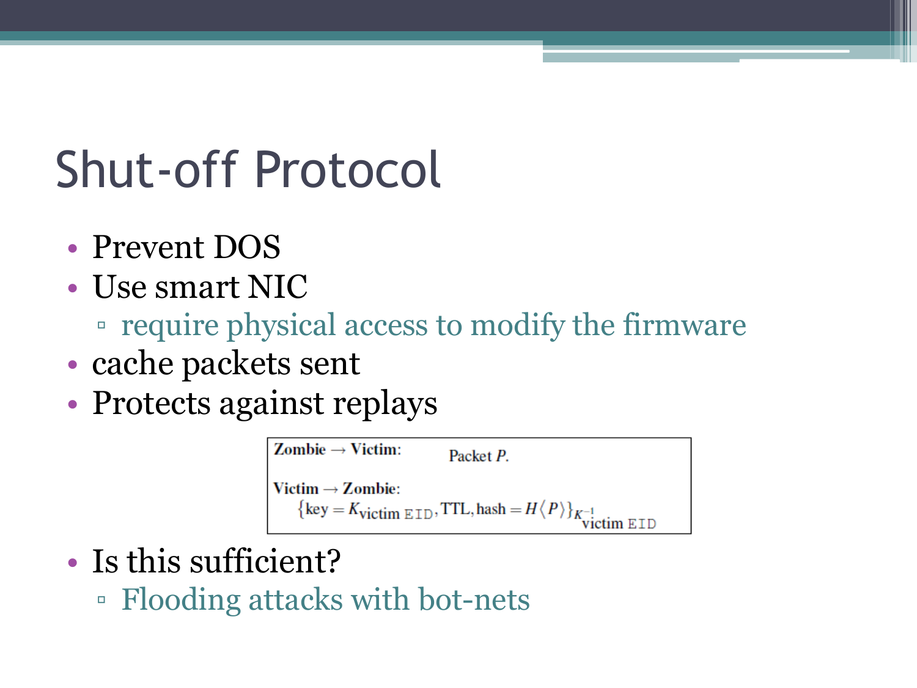# Shut-off Protocol

- Prevent DOS
- Use smart NIC
  - require physical access to modify the firmware
- cache packets sent
- Protects against replays

**Zombie → Victim:** Packet $P$.

**Victim → Zombie:**

$$\{\text{key} = K_{\text{victim EID}}, \text{TTL}, \text{hash} = H\langle P \rangle\}_{K^{-1}_{\text{victim EID}}}$$

- Is this sufficient?
  - Flooding attacks with bot-nets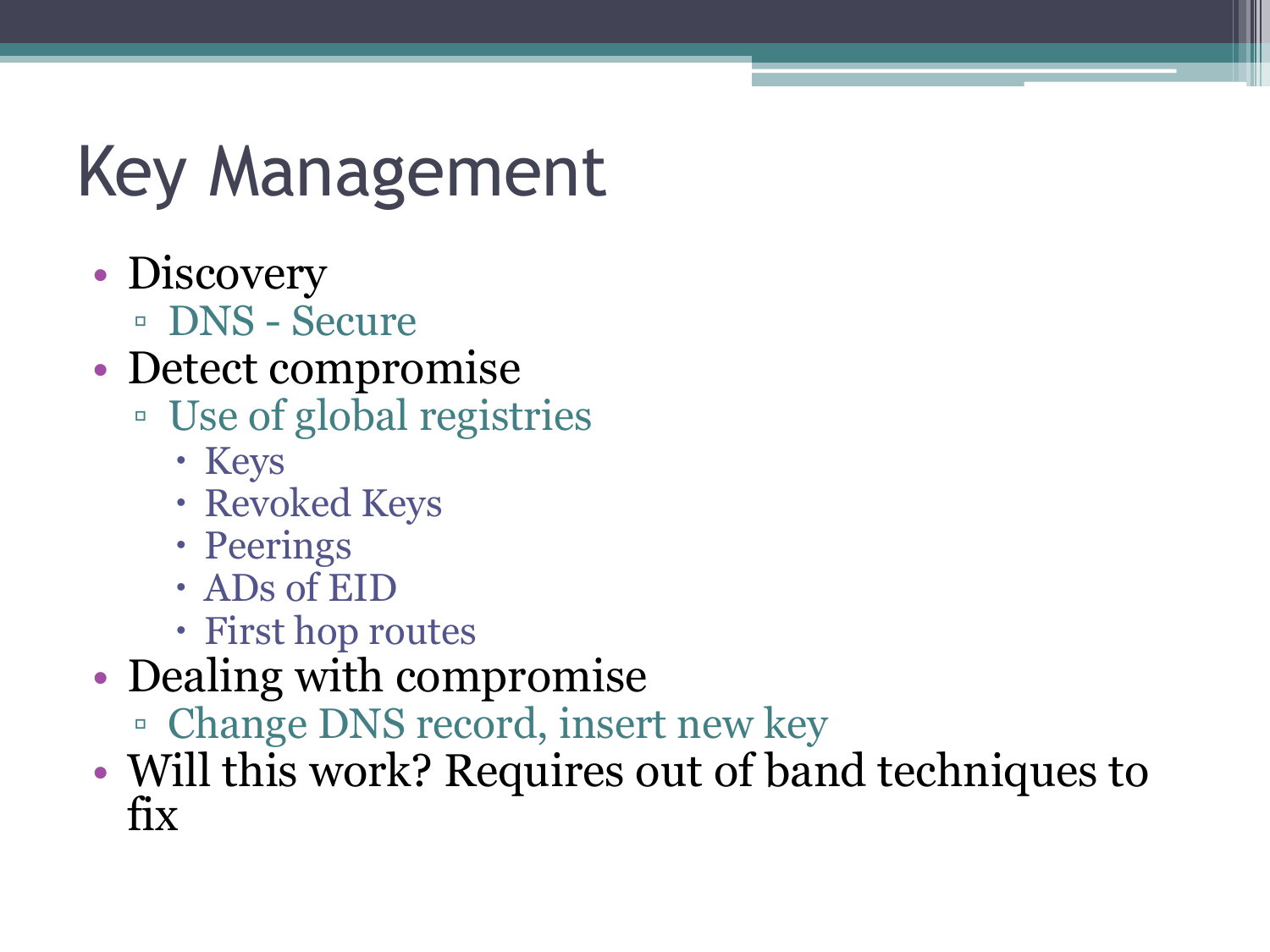# Key Management

- Discovery
  - DNS - Secure
- Detect compromise
  - Use of global registries
    - Keys
    - Revoked Keys
    - Peerings
    - ADs of EID
    - First hop routes
- Dealing with compromise
  - Change DNS record, insert new key
- Will this work? Requires out of band techniques to fix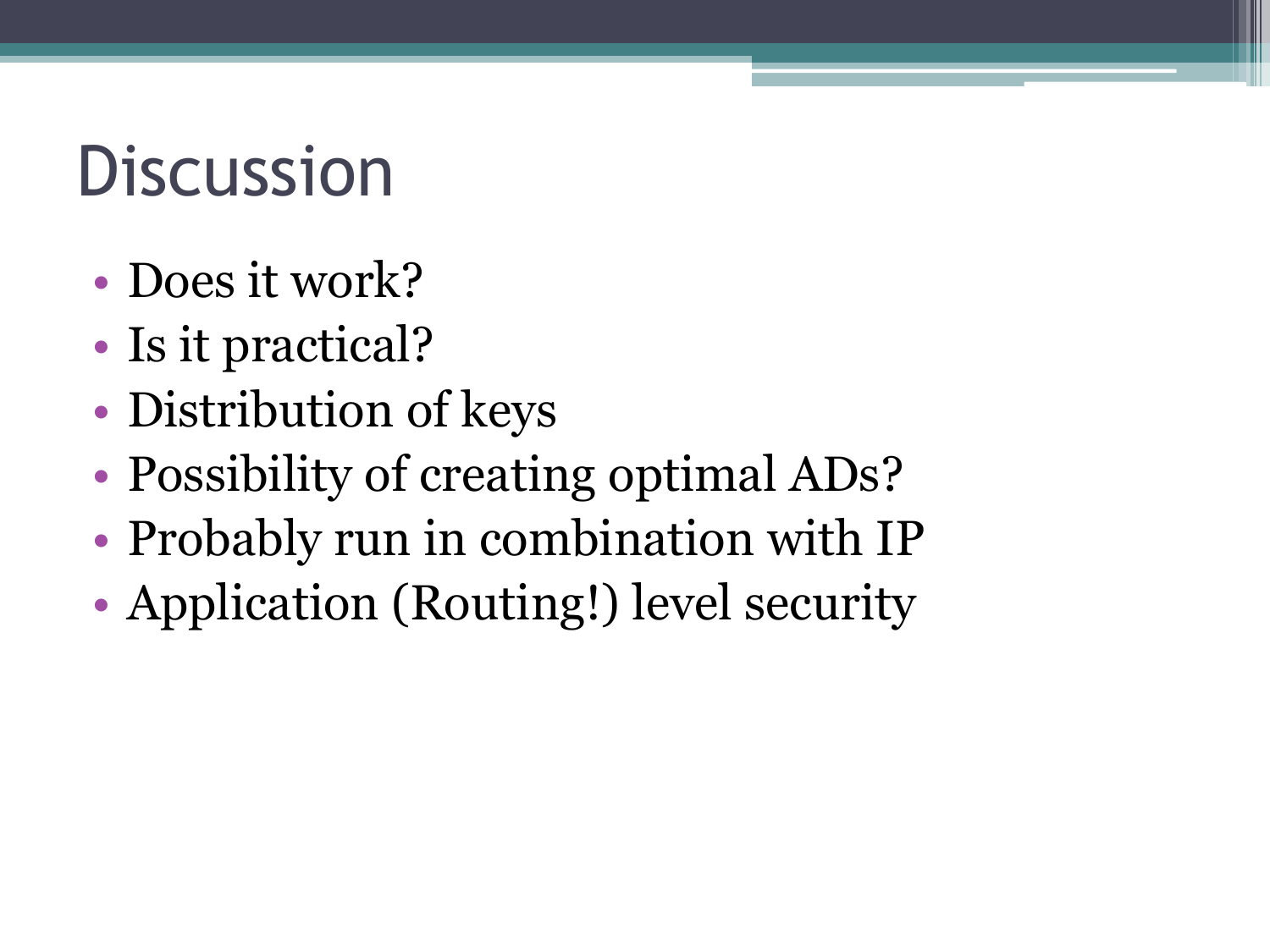# Discussion

- Does it work?
- Is it practical?
- Distribution of keys
- Possibility of creating optimal ADs?
- Probably run in combination with IP
- Application (Routing!) level security